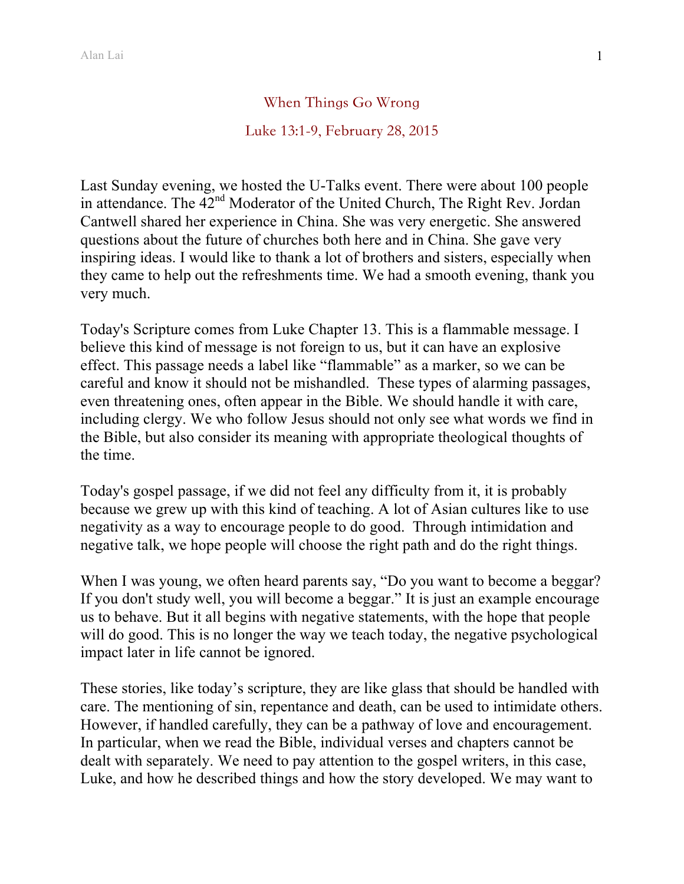# When Things Go Wrong

## Luke 13:1-9, February 28, 2015

Last Sunday evening, we hosted the U-Talks event. There were about 100 people in attendance. The 42nd Moderator of the United Church, The Right Rev. Jordan Cantwell shared her experience in China. She was very energetic. She answered questions about the future of churches both here and in China. She gave very inspiring ideas. I would like to thank a lot of brothers and sisters, especially when they came to help out the refreshments time. We had a smooth evening, thank you very much.

Today's Scripture comes from Luke Chapter 13. This is a flammable message. I believe this kind of message is not foreign to us, but it can have an explosive effect. This passage needs a label like "flammable" as a marker, so we can be careful and know it should not be mishandled. These types of alarming passages, even threatening ones, often appear in the Bible. We should handle it with care, including clergy. We who follow Jesus should not only see what words we find in the Bible, but also consider its meaning with appropriate theological thoughts of the time.

Today's gospel passage, if we did not feel any difficulty from it, it is probably because we grew up with this kind of teaching. A lot of Asian cultures like to use negativity as a way to encourage people to do good. Through intimidation and negative talk, we hope people will choose the right path and do the right things.

When I was young, we often heard parents say, "Do you want to become a beggar? If you don't study well, you will become a beggar." It is just an example encourage us to behave. But it all begins with negative statements, with the hope that people will do good. This is no longer the way we teach today, the negative psychological impact later in life cannot be ignored.

These stories, like today's scripture, they are like glass that should be handled with care. The mentioning of sin, repentance and death, can be used to intimidate others. However, if handled carefully, they can be a pathway of love and encouragement. In particular, when we read the Bible, individual verses and chapters cannot be dealt with separately. We need to pay attention to the gospel writers, in this case, Luke, and how he described things and how the story developed. We may want to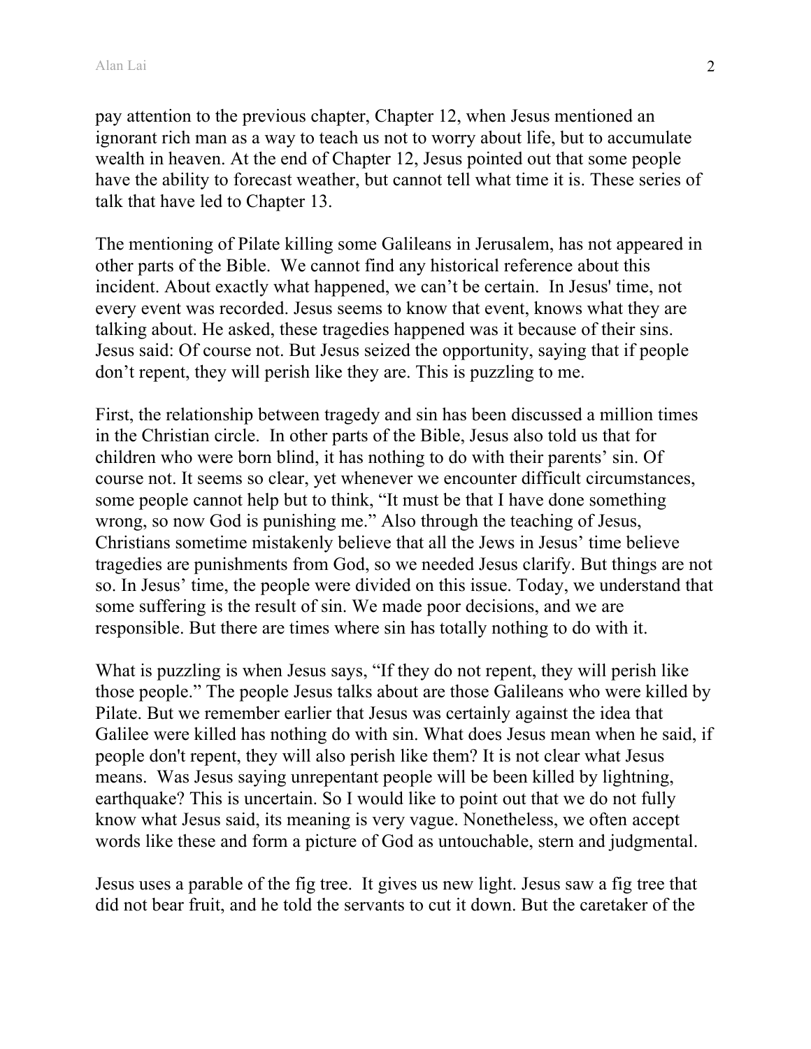pay attention to the previous chapter, Chapter 12, when Jesus mentioned an ignorant rich man as a way to teach us not to worry about life, but to accumulate wealth in heaven. At the end of Chapter 12, Jesus pointed out that some people have the ability to forecast weather, but cannot tell what time it is. These series of talk that have led to Chapter 13.

The mentioning of Pilate killing some Galileans in Jerusalem, has not appeared in other parts of the Bible. We cannot find any historical reference about this incident. About exactly what happened, we can't be certain. In Jesus' time, not every event was recorded. Jesus seems to know that event, knows what they are talking about. He asked, these tragedies happened was it because of their sins. Jesus said: Of course not. But Jesus seized the opportunity, saying that if people don't repent, they will perish like they are. This is puzzling to me.

First, the relationship between tragedy and sin has been discussed a million times in the Christian circle. In other parts of the Bible, Jesus also told us that for children who were born blind, it has nothing to do with their parents' sin. Of course not. It seems so clear, yet whenever we encounter difficult circumstances, some people cannot help but to think, "It must be that I have done something wrong, so now God is punishing me." Also through the teaching of Jesus, Christians sometime mistakenly believe that all the Jews in Jesus' time believe tragedies are punishments from God, so we needed Jesus clarify. But things are not so. In Jesus' time, the people were divided on this issue. Today, we understand that some suffering is the result of sin. We made poor decisions, and we are responsible. But there are times where sin has totally nothing to do with it.

What is puzzling is when Jesus says, "If they do not repent, they will perish like those people." The people Jesus talks about are those Galileans who were killed by Pilate. But we remember earlier that Jesus was certainly against the idea that Galilee were killed has nothing do with sin. What does Jesus mean when he said, if people don't repent, they will also perish like them? It is not clear what Jesus means. Was Jesus saying unrepentant people will be been killed by lightning, earthquake? This is uncertain. So I would like to point out that we do not fully know what Jesus said, its meaning is very vague. Nonetheless, we often accept words like these and form a picture of God as untouchable, stern and judgmental.

Jesus uses a parable of the fig tree. It gives us new light. Jesus saw a fig tree that did not bear fruit, and he told the servants to cut it down. But the caretaker of the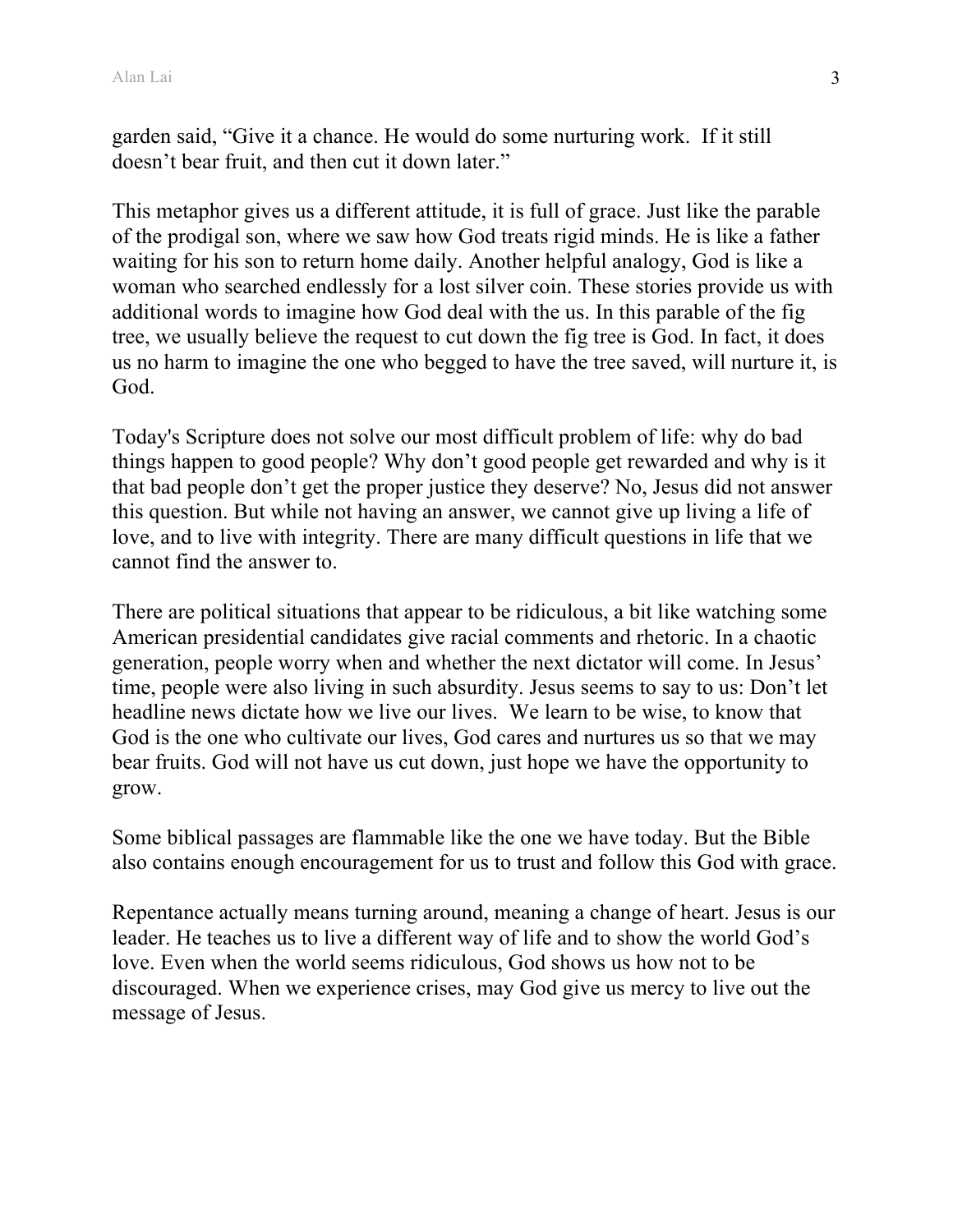garden said, "Give it a chance. He would do some nurturing work. If it still doesn't bear fruit, and then cut it down later."

This metaphor gives us a different attitude, it is full of grace. Just like the parable of the prodigal son, where we saw how God treats rigid minds. He is like a father waiting for his son to return home daily. Another helpful analogy, God is like a woman who searched endlessly for a lost silver coin. These stories provide us with additional words to imagine how God deal with the us. In this parable of the fig tree, we usually believe the request to cut down the fig tree is God. In fact, it does us no harm to imagine the one who begged to have the tree saved, will nurture it, is God.

Today's Scripture does not solve our most difficult problem of life: why do bad things happen to good people? Why don't good people get rewarded and why is it that bad people don't get the proper justice they deserve? No, Jesus did not answer this question. But while not having an answer, we cannot give up living a life of love, and to live with integrity. There are many difficult questions in life that we cannot find the answer to.

There are political situations that appear to be ridiculous, a bit like watching some American presidential candidates give racial comments and rhetoric. In a chaotic generation, people worry when and whether the next dictator will come. In Jesus' time, people were also living in such absurdity. Jesus seems to say to us: Don't let headline news dictate how we live our lives. We learn to be wise, to know that God is the one who cultivate our lives, God cares and nurtures us so that we may bear fruits. God will not have us cut down, just hope we have the opportunity to grow.

Some biblical passages are flammable like the one we have today. But the Bible also contains enough encouragement for us to trust and follow this God with grace.

Repentance actually means turning around, meaning a change of heart. Jesus is our leader. He teaches us to live a different way of life and to show the world God's love. Even when the world seems ridiculous, God shows us how not to be discouraged. When we experience crises, may God give us mercy to live out the message of Jesus.